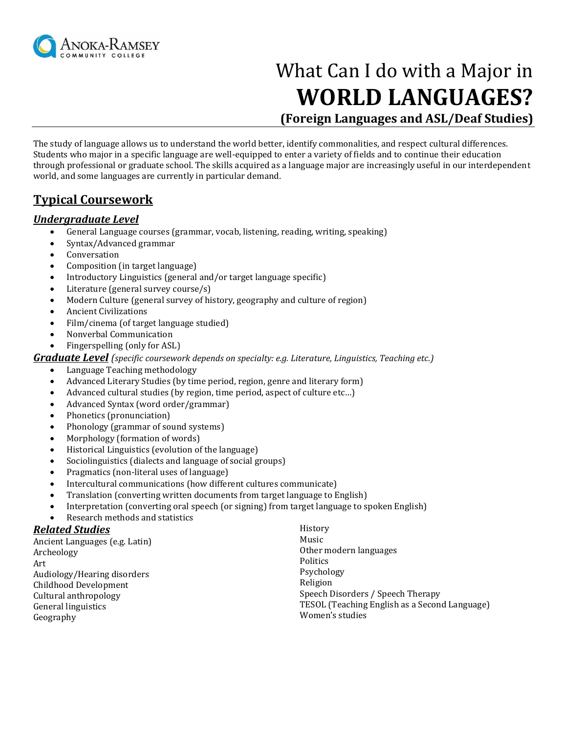Anoka-Ramsey Community College

# What Can I do with a Major in **WORLD LANGUAGES?**

## (Foreign Languages and ASL/Deaf Studies)

The study of language allows us to understand the world better, identify commonalities, and respect cultural differences. Students who major in a specific language are well-equipped to enter a variety of fields and to continue their education through professional or graduate school. The skills acquired as a language major are increasingly useful in our interdependent world, and some languages are currently in particular demand.

## Typical Coursework

### *Undergraduate Level*

- General Language courses (grammar, vocab, listening, reading, writing, speaking)
- Syntax/Advanced grammar
- Conversation
- Composition (in target language)
- Introductory Linguistics (general and/or target language specific)
- Literature (general survey course/s)
- Modern Culture (general survey of history, geography and culture of region)
- Ancient Civilizations
- Film/cinema (of target language studied)
- Nonverbal Communication
- Fingerspelling (only for ASL)

### *Graduate Level* *(specific coursework depends on specialty: e.g. Literature, Linguistics, Teaching etc.)*

- Language Teaching methodology
- Advanced Literary Studies (by time period, region, genre and literary form)
- Advanced cultural studies (by region, time period, aspect of culture etc…)
- Advanced Syntax (word order/grammar)
- Phonetics (pronunciation)
- Phonology (grammar of sound systems)
- Morphology (formation of words)
- Historical Linguistics (evolution of the language)
- Sociolinguistics (dialects and language of social groups)
- Pragmatics (non-literal uses of language)
- Intercultural communications (how different cultures communicate)
- Translation (converting written documents from target language to English)
- Interpretation (converting oral speech (or signing) from target language to spoken English)
- Research methods and statistics

### *Related Studies*

Ancient Languages (e.g. Latin)
Archeology
Art
Audiology/Hearing disorders
Childhood Development
Cultural anthropology
General linguistics
Geography
History
Music
Other modern languages
Politics
Psychology
Religion
Speech Disorders / Speech Therapy
TESOL (Teaching English as a Second Language)
Women's studies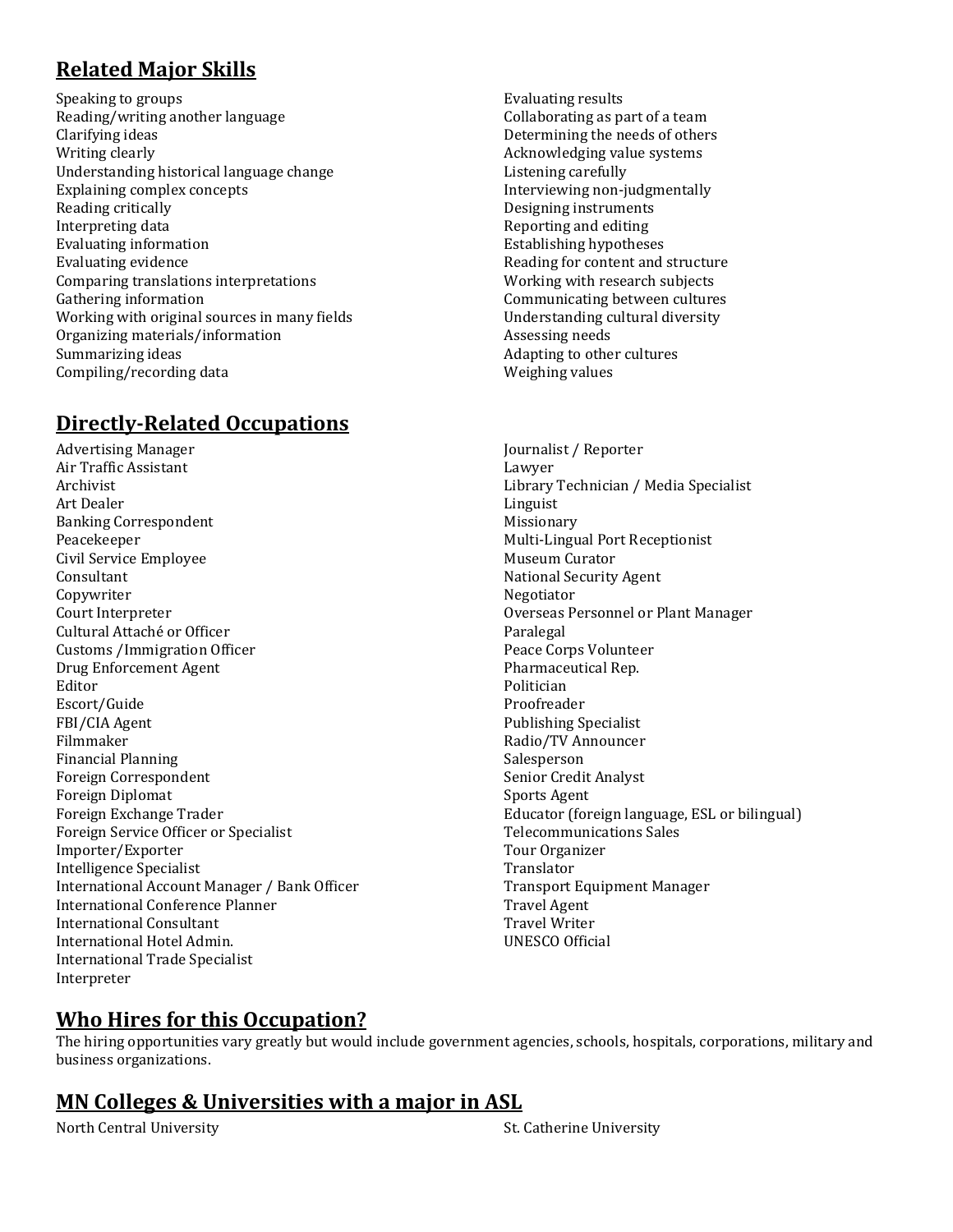## Related Major Skills

Speaking to groups
Reading/writing another language
Clarifying ideas
Writing clearly
Understanding historical language change
Explaining complex concepts
Reading critically
Interpreting data
Evaluating information
Evaluating evidence
Comparing translations interpretations
Gathering information
Working with original sources in many fields
Organizing materials/information
Summarizing ideas
Compiling/recording data
Evaluating results
Collaborating as part of a team
Determining the needs of others
Acknowledging value systems
Listening carefully
Interviewing non-judgmentally
Designing instruments
Reporting and editing
Establishing hypotheses
Reading for content and structure
Working with research subjects
Communicating between cultures
Understanding cultural diversity
Assessing needs
Adapting to other cultures
Weighing values

## Directly-Related Occupations

Advertising Manager
Air Traffic Assistant
Archivist
Art Dealer
Banking Correspondent
Peacekeeper
Civil Service Employee
Consultant
Copywriter
Court Interpreter
Cultural Attaché or Officer
Customs /Immigration Officer
Drug Enforcement Agent
Editor
Escort/Guide
FBI/CIA Agent
Filmmaker
Financial Planning
Foreign Correspondent
Foreign Diplomat
Foreign Exchange Trader
Foreign Service Officer or Specialist
Importer/Exporter
Intelligence Specialist
International Account Manager / Bank Officer
International Conference Planner
International Consultant
International Hotel Admin.
International Trade Specialist
Interpreter
Journalist / Reporter
Lawyer
Library Technician / Media Specialist
Linguist
Missionary
Multi-Lingual Port Receptionist
Museum Curator
National Security Agent
Negotiator
Overseas Personnel or Plant Manager
Paralegal
Peace Corps Volunteer
Pharmaceutical Rep.
Politician
Proofreader
Publishing Specialist
Radio/TV Announcer
Salesperson
Senior Credit Analyst
Sports Agent
Educator (foreign language, ESL or bilingual)
Telecommunications Sales
Tour Organizer
Translator
Transport Equipment Manager
Travel Agent
Travel Writer
UNESCO Official

## Who Hires for this Occupation?

The hiring opportunities vary greatly but would include government agencies, schools, hospitals, corporations, military and business organizations.

## MN Colleges & Universities with a major in ASL

North Central University
St. Catherine University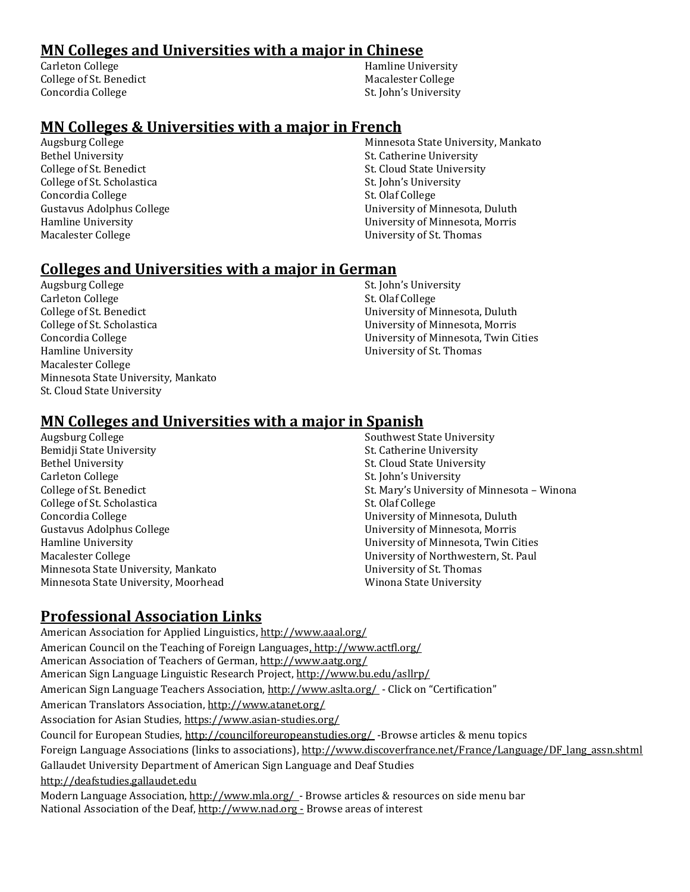## MN Colleges and Universities with a major in Chinese

Carleton College
College of St. Benedict
Concordia College
Hamline University
Macalester College
St. John's University

## MN Colleges & Universities with a major in French

Augsburg College
Bethel University
College of St. Benedict
College of St. Scholastica
Concordia College
Gustavus Adolphus College
Hamline University
Macalester College
Minnesota State University, Mankato
St. Catherine University
St. Cloud State University
St. John's University
St. Olaf College
University of Minnesota, Duluth
University of Minnesota, Morris
University of St. Thomas

## Colleges and Universities with a major in German

Augsburg College
Carleton College
College of St. Benedict
College of St. Scholastica
Concordia College
Hamline University
Macalester College
Minnesota State University, Mankato
St. Cloud State University
St. John's University
St. Olaf College
University of Minnesota, Duluth
University of Minnesota, Morris
University of Minnesota, Twin Cities
University of St. Thomas

## MN Colleges and Universities with a major in Spanish

Augsburg College
Bemidji State University
Bethel University
Carleton College
College of St. Benedict
College of St. Scholastica
Concordia College
Gustavus Adolphus College
Hamline University
Macalester College
Minnesota State University, Mankato
Minnesota State University, Moorhead
Southwest State University
St. Catherine University
St. Cloud State University
St. John's University
St. Mary's University of Minnesota – Winona
St. Olaf College
University of Minnesota, Duluth
University of Minnesota, Morris
University of Minnesota, Twin Cities
University of Northwestern, St. Paul
University of St. Thomas
Winona State University

## Professional Association Links

American Association for Applied Linguistics, http://www.aaal.org/
American Council on the Teaching of Foreign Languages, http://www.actfl.org/
American Association of Teachers of German, http://www.aatg.org/
American Sign Language Linguistic Research Project, http://www.bu.edu/asllrp/
American Sign Language Teachers Association, http://www.aslta.org/ - Click on "Certification"
American Translators Association, http://www.atanet.org/
Association for Asian Studies, https://www.asian-studies.org/
Council for European Studies, http://councilforeuropeanstudies.org/ -Browse articles & menu topics
Foreign Language Associations (links to associations), http://www.discoverfrance.net/France/Language/DF_lang_assn.shtml
Gallaudet University Department of American Sign Language and Deaf Studies
http://deafstudies.gallaudet.edu
Modern Language Association, http://www.mla.org/ - Browse articles & resources on side menu bar
National Association of the Deaf, http://www.nad.org - Browse areas of interest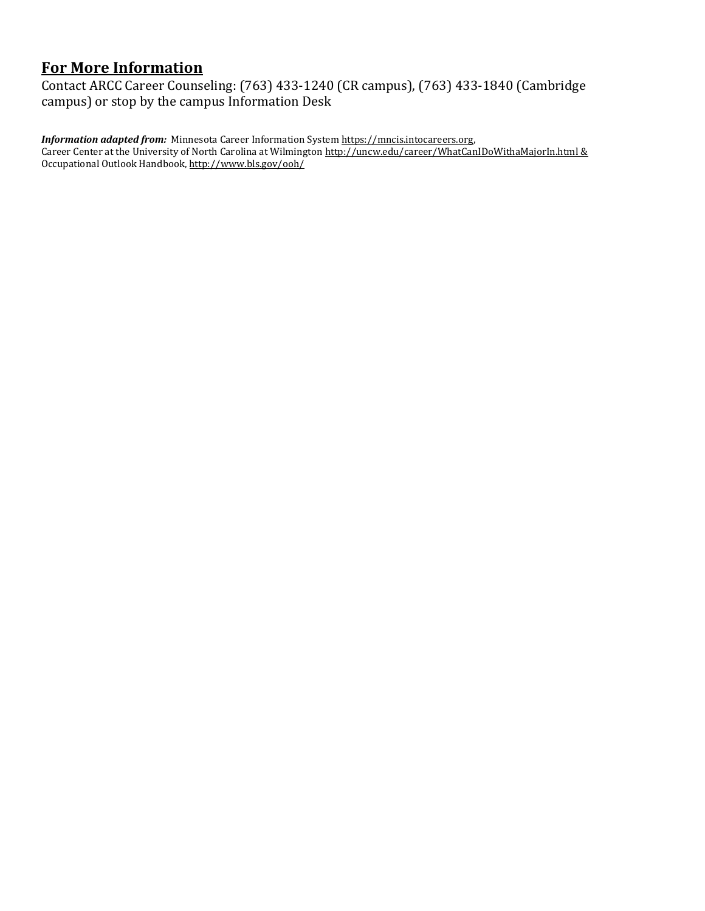## **For More Information**

Contact ARCC Career Counseling: (763) 433-1240 (CR campus), (763) 433-1840 (Cambridge campus) or stop by the campus Information Desk

***Information adapted from:*** Minnesota Career Information System https://mncis.intocareers.org,
Career Center at the University of North Carolina at Wilmington http://uncw.edu/career/WhatCanIDoWithaMajorIn.html &
Occupational Outlook Handbook, http://www.bls.gov/ooh/